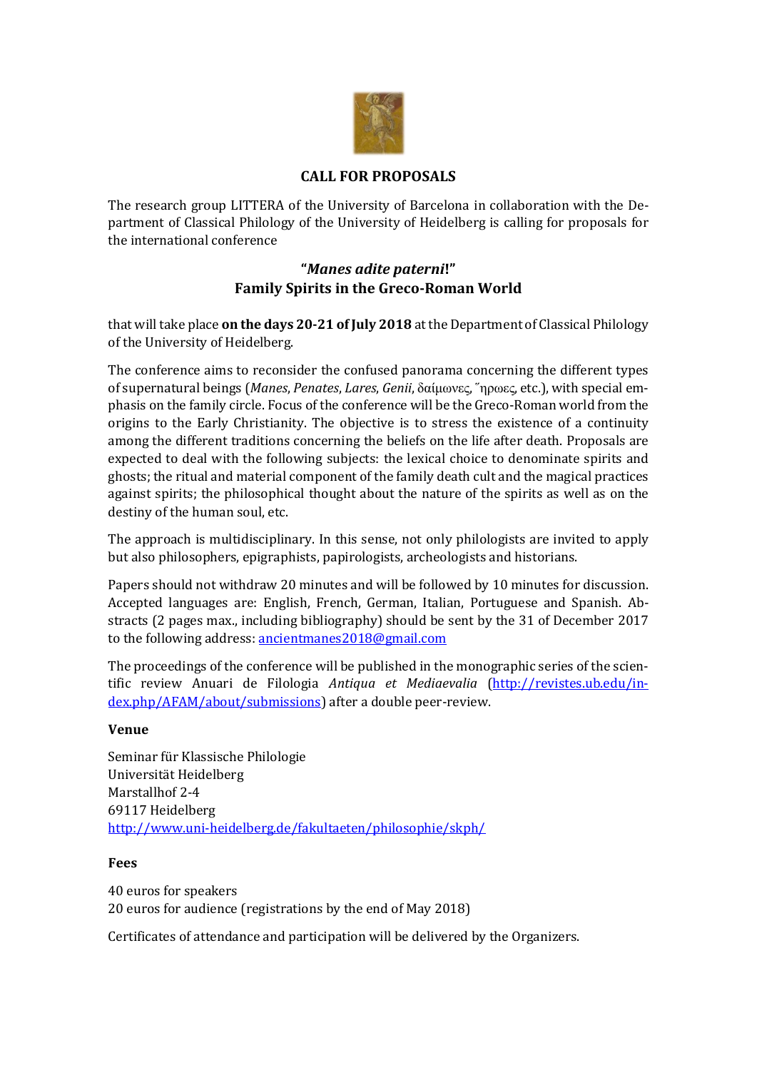## CALL FOR PROPOSALS

The research group LITTERA of the University of Barcelona in collaboration with the Department of Classical Philology of the University of Heidelberg is calling for proposals for the international conference

### "*Manes adite paterni*!"
### Family Spirits in the Greco-Roman World

that will take place **on the days 20-21 of July 2018** at the Department of Classical Philology of the University of Heidelberg.

The conference aims to reconsider the confused panorama concerning the different types of supernatural beings (*Manes*, *Penates*, *Lares*, *Genii*, δαίμονες, ῞ηρωες, etc.), with special emphasis on the family circle. Focus of the conference will be the Greco-Roman world from the origins to the Early Christianity. The objective is to stress the existence of a continuity among the different traditions concerning the beliefs on the life after death. Proposals are expected to deal with the following subjects: the lexical choice to denominate spirits and ghosts; the ritual and material component of the family death cult and the magical practices against spirits; the philosophical thought about the nature of the spirits as well as on the destiny of the human soul, etc.

The approach is multidisciplinary. In this sense, not only philologists are invited to apply but also philosophers, epigraphists, papirologists, archeologists and historians.

Papers should not withdraw 20 minutes and will be followed by 10 minutes for discussion. Accepted languages are: English, French, German, Italian, Portuguese and Spanish. Abstracts (2 pages max., including bibliography) should be sent by the 31 of December 2017 to the following address: ancientmanes2018@gmail.com

The proceedings of the conference will be published in the monographic series of the scientific review Anuari de Filologia *Antiqua et Mediaevalia* (http://revistes.ub.edu/index.php/AFAM/about/submissions) after a double peer-review.

**Venue**

Seminar für Klassische Philologie
Universität Heidelberg
Marstallhof 2-4
69117 Heidelberg
http://www.uni-heidelberg.de/fakultaeten/philosophie/skph/

**Fees**

40 euros for speakers
20 euros for audience (registrations by the end of May 2018)

Certificates of attendance and participation will be delivered by the Organizers.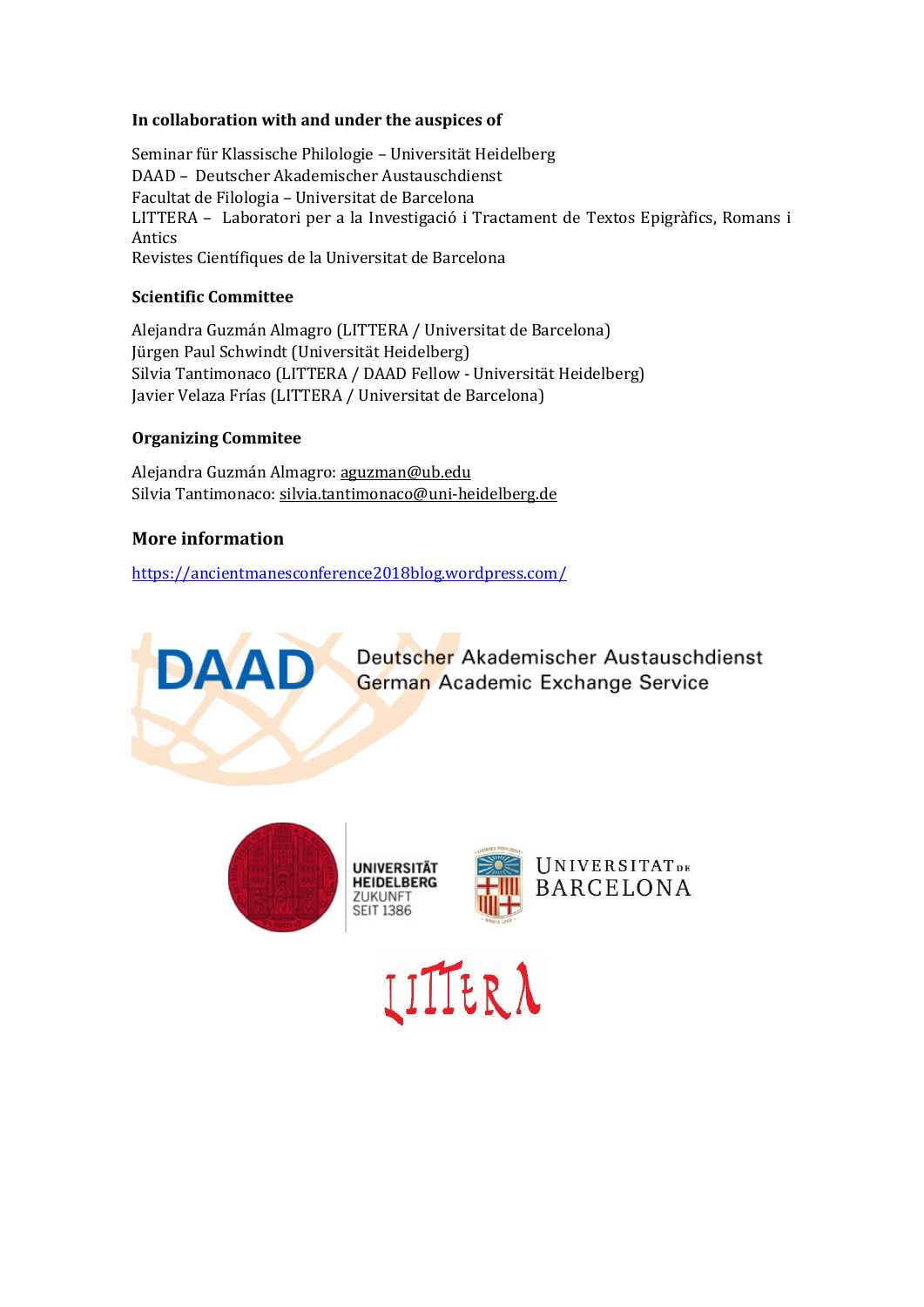**In collaboration with and under the auspices of**

Seminar für Klassische Philologie – Universität Heidelberg
DAAD – Deutscher Akademischer Austauschdienst
Facultat de Filologia – Universitat de Barcelona
LITTERA – Laboratori per a la Investigació i Tractament de Textos Epigràfics, Romans i Antics
Revistes Científiques de la Universitat de Barcelona

**Scientific Committee**

Alejandra Guzmán Almagro (LITTERA / Universitat de Barcelona)
Jürgen Paul Schwindt (Universität Heidelberg)
Silvia Tantimonaco (LITTERA / DAAD Fellow - Universität Heidelberg)
Javier Velaza Frías (LITTERA / Universitat de Barcelona)

**Organizing Commitee**

Alejandra Guzmán Almagro: aguzman@ub.edu
Silvia Tantimonaco: silvia.tantimonaco@uni-heidelberg.de

**More information**

https://ancientmanesconference2018blog.wordpress.com/

DAAD Deutscher Akademischer Austauschdienst
German Academic Exchange Service

UNIVERSITÄT HEIDELBERG
ZUKUNFT SEIT 1386

UNIVERSITAT DE BARCELONA

LITTERA